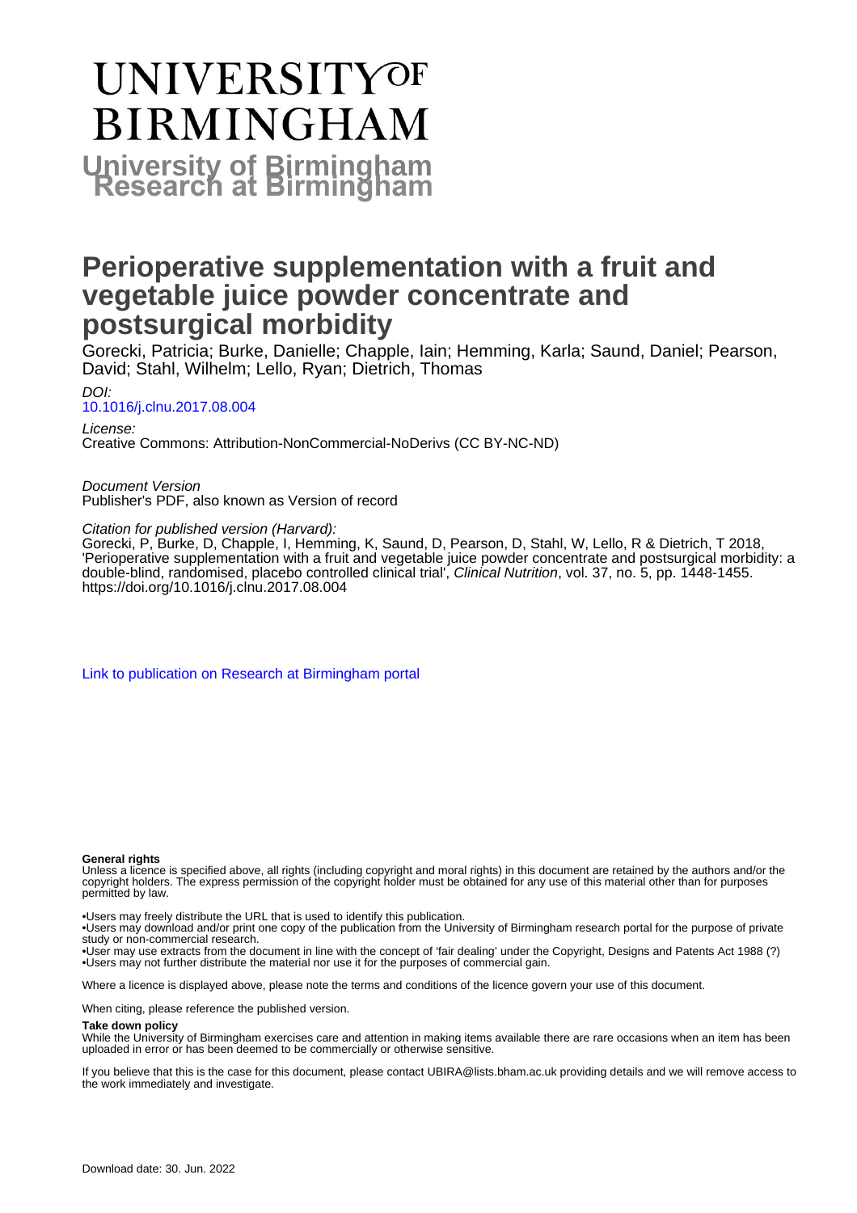# UNIVERSITY OF BIRMINGHAM

**University of Birmingham Research at Birmingham**

# Perioperative supplementation with a fruit and vegetable juice powder concentrate and postsurgical morbidity

Gorecki, Patricia; Burke, Danielle; Chapple, Iain; Hemming, Karla; Saund, Daniel; Pearson, David; Stahl, Wilhelm; Lello, Ryan; Dietrich, Thomas

*DOI:*
[10.1016/j.clnu.2017.08.004](https://doi.org/10.1016/j.clnu.2017.08.004)

*License:*
Creative Commons: Attribution-NonCommercial-NoDerivs (CC BY-NC-ND)

*Document Version*
Publisher's PDF, also known as Version of record

*Citation for published version (Harvard):*
Gorecki, P, Burke, D, Chapple, I, Hemming, K, Saund, D, Pearson, D, Stahl, W, Lello, R & Dietrich, T 2018, 'Perioperative supplementation with a fruit and vegetable juice powder concentrate and postsurgical morbidity: a double-blind, randomised, placebo controlled clinical trial', *Clinical Nutrition*, vol. 37, no. 5, pp. 1448-1455. https://doi.org/10.1016/j.clnu.2017.08.004

[Link to publication on Research at Birmingham portal](#)

**General rights**
Unless a licence is specified above, all rights (including copyright and moral rights) in this document are retained by the authors and/or the copyright holders. The express permission of the copyright holder must be obtained for any use of this material other than for purposes permitted by law.

•Users may freely distribute the URL that is used to identify this publication.
•Users may download and/or print one copy of the publication from the University of Birmingham research portal for the purpose of private study or non-commercial research.
•User may use extracts from the document in line with the concept of 'fair dealing' under the Copyright, Designs and Patents Act 1988 (?)
•Users may not further distribute the material nor use it for the purposes of commercial gain.

Where a licence is displayed above, please note the terms and conditions of the licence govern your use of this document.

When citing, please reference the published version.

**Take down policy**
While the University of Birmingham exercises care and attention in making items available there are rare occasions when an item has been uploaded in error or has been deemed to be commercially or otherwise sensitive.

If you believe that this is the case for this document, please contact UBIRA@lists.bham.ac.uk providing details and we will remove access to the work immediately and investigate.

Download date: 30. Jun. 2022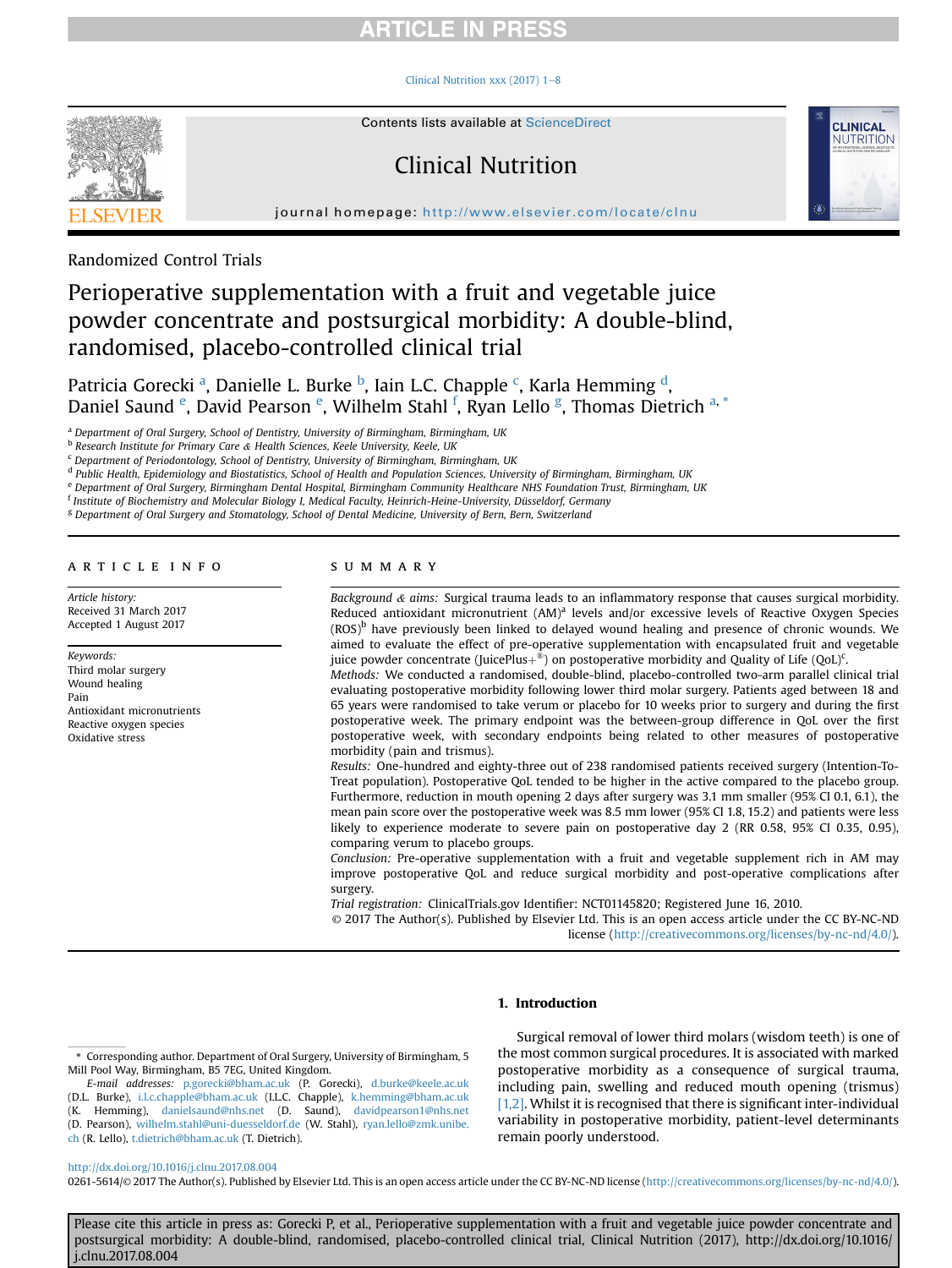Randomized Control Trials

# Perioperative supplementation with a fruit and vegetable juice powder concentrate and postsurgical morbidity: A double-blind, randomised, placebo-controlled clinical trial

Patricia Gorecki [a], Danielle L. Burke [b], Iain L.C. Chapple [c], Karla Hemming [d], Daniel Saund [e], David Pearson [e], Wilhelm Stahl [f], Ryan Lello [g], Thomas Dietrich [a, *]

[a] Department of Oral Surgery, School of Dentistry, University of Birmingham, Birmingham, UK
[b] Research Institute for Primary Care & Health Sciences, Keele University, Keele, UK
[c] Department of Periodontology, School of Dentistry, University of Birmingham, Birmingham, UK
[d] Public Health, Epidemiology and Biostatistics, School of Health and Population Sciences, University of Birmingham, Birmingham, UK
[e] Department of Oral Surgery, Birmingham Dental Hospital, Birmingham Community Healthcare NHS Foundation Trust, Birmingham, UK
[f] Institute of Biochemistry and Molecular Biology I, Medical Faculty, Heinrich-Heine-University, Düsseldorf, Germany
[g] Department of Oral Surgery and Stomatology, School of Dental Medicine, University of Bern, Bern, Switzerland

## ARTICLE INFO

*Article history:*
Received 31 March 2017
Accepted 1 August 2017

*Keywords:*
Third molar surgery
Wound healing
Pain
Antioxidant micronutrients
Reactive oxygen species
Oxidative stress

## SUMMARY

*Background & aims:* Surgical trauma leads to an inflammatory response that causes surgical morbidity. Reduced antioxidant micronutrient (AM)[a] levels and/or excessive levels of Reactive Oxygen Species (ROS)[b] have previously been linked to delayed wound healing and presence of chronic wounds. We aimed to evaluate the effect of pre-operative supplementation with encapsulated fruit and vegetable juice powder concentrate (JuicePlus+®) on postoperative morbidity and Quality of Life (QoL)[c].

*Methods:* We conducted a randomised, double-blind, placebo-controlled two-arm parallel clinical trial evaluating postoperative morbidity following lower third molar surgery. Patients aged between 18 and 65 years were randomised to take verum or placebo for 10 weeks prior to surgery and during the first postoperative week. The primary endpoint was the between-group difference in QoL over the first postoperative week, with secondary endpoints being related to other measures of postoperative morbidity (pain and trismus).

*Results:* One-hundred and eighty-three out of 238 randomised patients received surgery (Intention-To-Treat population). Postoperative QoL tended to be higher in the active compared to the placebo group. Furthermore, reduction in mouth opening 2 days after surgery was 3.1 mm smaller (95% CI 0.1, 6.1), the mean pain score over the postoperative week was 8.5 mm lower (95% CI 1.8, 15.2) and patients were less likely to experience moderate to severe pain on postoperative day 2 (RR 0.58, 95% CI 0.35, 0.95), comparing verum to placebo groups.

*Conclusion:* Pre-operative supplementation with a fruit and vegetable supplement rich in AM may improve postoperative QoL and reduce surgical morbidity and post-operative complications after surgery.

*Trial registration:* ClinicalTrials.gov Identifier: NCT01145820; Registered June 16, 2010.

© 2017 The Author(s). Published by Elsevier Ltd. This is an open access article under the CC BY-NC-ND license (http://creativecommons.org/licenses/by-nc-nd/4.0/).

## 1. Introduction

Surgical removal of lower third molars (wisdom teeth) is one of the most common surgical procedures. It is associated with marked postoperative morbidity as a consequence of surgical trauma, including pain, swelling and reduced mouth opening (trismus) [1,2]. Whilst it is recognised that there is significant inter-individual variability in postoperative morbidity, patient-level determinants remain poorly understood.

\* Corresponding author. Department of Oral Surgery, University of Birmingham, 5 Mill Pool Way, Birmingham, B5 7EG, United Kingdom.

*E-mail addresses:* p.gorecki@bham.ac.uk (P. Gorecki), d.burke@keele.ac.uk (D.L. Burke), i.l.c.chapple@bham.ac.uk (I.L.C. Chapple), k.hemming@bham.ac.uk (K. Hemming), danielsaund@nhs.net (D. Saund), davidpearson1@nhs.net (D. Pearson), wilhelm.stahl@uni-duesseldorf.de (W. Stahl), ryan.lello@zmk.unibe.ch (R. Lello), t.dietrich@bham.ac.uk (T. Dietrich).

http://dx.doi.org/10.1016/j.clnu.2017.08.004
0261-5614/© 2017 The Author(s). Published by Elsevier Ltd. This is an open access article under the CC BY-NC-ND license (http://creativecommons.org/licenses/by-nc-nd/4.0/).

Please cite this article in press as: Gorecki P, et al., Perioperative supplementation with a fruit and vegetable juice powder concentrate and postsurgical morbidity: A double-blind, randomised, placebo-controlled clinical trial, Clinical Nutrition (2017), http://dx.doi.org/10.1016/j.clnu.2017.08.004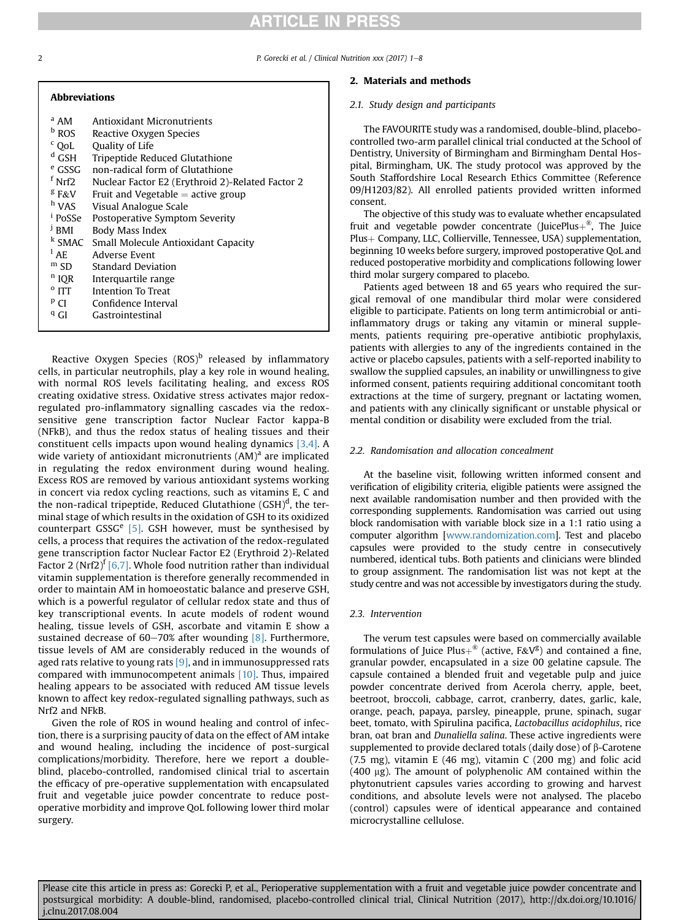**Abbreviations**

| | |
|---|---|
| [a] AM | Antioxidant Micronutrients |
| [b] ROS | Reactive Oxygen Species |
| [c] QoL | Quality of Life |
| [d] GSH | Tripeptide Reduced Glutathione |
| [e] GSSG | non-radical form of Glutathione |
| [f] Nrf2 | Nuclear Factor E2 (Erythroid 2)-Related Factor 2 |
| [g] F&V | Fruit and Vegetable = active group |
| [h] VAS | Visual Analogue Scale |
| [i] PoSSe | Postoperative Symptom Severity |
| [j] BMI | Body Mass Index |
| [k] SMAC | Small Molecule Antioxidant Capacity |
| [l] AE | Adverse Event |
| [m] SD | Standard Deviation |
| [n] IQR | Interquartile range |
| [o] ITT | Intention To Treat |
| [p] CI | Confidence Interval |
| [q] GI | Gastrointestinal |

Reactive Oxygen Species (ROS)[b] released by inflammatory cells, in particular neutrophils, play a key role in wound healing, with normal ROS levels facilitating healing, and excess ROS creating oxidative stress. Oxidative stress activates major redox-regulated pro-inflammatory signalling cascades via the redox-sensitive gene transcription factor Nuclear Factor kappa-B (NFkB), and thus the redox status of healing tissues and their constituent cells impacts upon wound healing dynamics [3,4]. A wide variety of antioxidant micronutrients (AM)[a] are implicated in regulating the redox environment during wound healing. Excess ROS are removed by various antioxidant systems working in concert via redox cycling reactions, such as vitamins E, C and the non-radical tripeptide, Reduced Glutathione (GSH)[d], the terminal stage of which results in the oxidation of GSH to its oxidized counterpart GSSG[e] [5]. GSH however, must be synthesised by cells, a process that requires the activation of the redox-regulated gene transcription factor Nuclear Factor E2 (Erythroid 2)-Related Factor 2 (Nrf2)[f] [6,7]. Whole food nutrition rather than individual vitamin supplementation is therefore generally recommended in order to maintain AM in homoeostatic balance and preserve GSH, which is a powerful regulator of cellular redox state and thus of key transcriptional events. In acute models of rodent wound healing, tissue levels of GSH, ascorbate and vitamin E show a sustained decrease of 60–70% after wounding [8]. Furthermore, tissue levels of AM are considerably reduced in the wounds of aged rats relative to young rats [9], and in immunosuppressed rats compared with immunocompetent animals [10]. Thus, impaired healing appears to be associated with reduced AM tissue levels known to affect key redox-regulated signalling pathways, such as Nrf2 and NFkB.

Given the role of ROS in wound healing and control of infection, there is a surprising paucity of data on the effect of AM intake and wound healing, including the incidence of post-surgical complications/morbidity. Therefore, here we report a double-blind, placebo-controlled, randomised clinical trial to ascertain the efficacy of pre-operative supplementation with encapsulated fruit and vegetable juice powder concentrate to reduce post-operative morbidity and improve QoL following lower third molar surgery.

## 2. Materials and methods

### 2.1. Study design and participants

The FAVOURITE study was a randomised, double-blind, placebo-controlled two-arm parallel clinical trial conducted at the School of Dentistry, University of Birmingham and Birmingham Dental Hospital, Birmingham, UK. The study protocol was approved by the South Staffordshire Local Research Ethics Committee (Reference 09/H1203/82). All enrolled patients provided written informed consent.

The objective of this study was to evaluate whether encapsulated fruit and vegetable powder concentrate (JuicePlus+®, The Juice Plus+ Company, LLC, Collierville, Tennessee, USA) supplementation, beginning 10 weeks before surgery, improved postoperative QoL and reduced postoperative morbidity and complications following lower third molar surgery compared to placebo.

Patients aged between 18 and 65 years who required the surgical removal of one mandibular third molar were considered eligible to participate. Patients on long term antimicrobial or anti-inflammatory drugs or taking any vitamin or mineral supplements, patients requiring pre-operative antibiotic prophylaxis, patients with allergies to any of the ingredients contained in the active or placebo capsules, patients with a self-reported inability to swallow the supplied capsules, an inability or unwillingness to give informed consent, patients requiring additional concomitant tooth extractions at the time of surgery, pregnant or lactating women, and patients with any clinically significant or unstable physical or mental condition or disability were excluded from the trial.

### 2.2. Randomisation and allocation concealment

At the baseline visit, following written informed consent and verification of eligibility criteria, eligible patients were assigned the next available randomisation number and then provided with the corresponding supplements. Randomisation was carried out using block randomisation with variable block size in a 1:1 ratio using a computer algorithm [www.randomization.com]. Test and placebo capsules were provided to the study centre in consecutively numbered, identical tubs. Both patients and clinicians were blinded to group assignment. The randomisation list was not kept at the study centre and was not accessible by investigators during the study.

### 2.3. Intervention

The verum test capsules were based on commercially available formulations of Juice Plus+® (active, F&V[g]) and contained a fine, granular powder, encapsulated in a size 00 gelatine capsule. The capsule contained a blended fruit and vegetable pulp and juice powder concentrate derived from Acerola cherry, apple, beet, beetroot, broccoli, cabbage, carrot, cranberry, dates, garlic, kale, orange, peach, papaya, parsley, pineapple, prune, spinach, sugar beet, tomato, with Spirulina pacifica, *Lactobacillus acidophilus*, rice bran, oat bran and *Dunaliella salina*. These active ingredients were supplemented to provide declared totals (daily dose) of β-Carotene (7.5 mg), vitamin E (46 mg), vitamin C (200 mg) and folic acid (400 μg). The amount of polyphenolic AM contained within the phytonutrient capsules varies according to growing and harvest conditions, and absolute levels were not analysed. The placebo (control) capsules were of identical appearance and contained microcrystalline cellulose.

Please cite this article in press as: Gorecki P, et al., Perioperative supplementation with a fruit and vegetable juice powder concentrate and postsurgical morbidity: A double-blind, randomised, placebo-controlled clinical trial, Clinical Nutrition (2017), http://dx.doi.org/10.1016/j.clnu.2017.08.004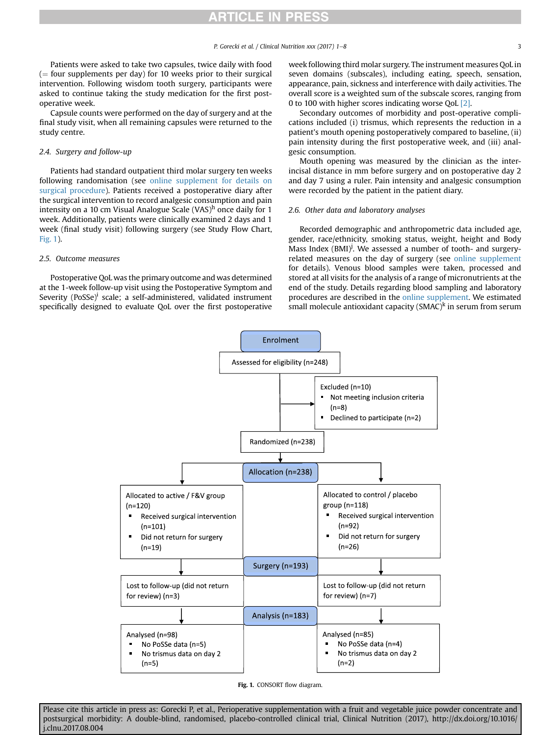Patients were asked to take two capsules, twice daily with food (= four supplements per day) for 10 weeks prior to their surgical intervention. Following wisdom tooth surgery, participants were asked to continue taking the study medication for the first post-operative week.

Capsule counts were performed on the day of surgery and at the final study visit, when all remaining capsules were returned to the study centre.

### 2.4. Surgery and follow-up

Patients had standard outpatient third molar surgery ten weeks following randomisation (see online supplement for details on surgical procedure). Patients received a postoperative diary after the surgical intervention to record analgesic consumption and pain intensity on a 10 cm Visual Analogue Scale (VAS)[h] once daily for 1 week. Additionally, patients were clinically examined 2 days and 1 week (final study visit) following surgery (see Study Flow Chart, Fig. 1).

### 2.5. Outcome measures

Postoperative QoL was the primary outcome and was determined at the 1-week follow-up visit using the Postoperative Symptom and Severity (PoSSe)[i] scale; a self-administered, validated instrument specifically designed to evaluate QoL over the first postoperative week following third molar surgery. The instrument measures QoL in seven domains (subscales), including eating, speech, sensation, appearance, pain, sickness and interference with daily activities. The overall score is a weighted sum of the subscale scores, ranging from 0 to 100 with higher scores indicating worse QoL [2].

Secondary outcomes of morbidity and post-operative complications included (i) trismus, which represents the reduction in a patient's mouth opening postoperatively compared to baseline, (ii) pain intensity during the first postoperative week, and (iii) analgesic consumption.

Mouth opening was measured by the clinician as the inter-incisal distance in mm before surgery and on postoperative day 2 and day 7 using a ruler. Pain intensity and analgesic consumption were recorded by the patient in the patient diary.

### 2.6. Other data and laboratory analyses

Recorded demographic and anthropometric data included age, gender, race/ethnicity, smoking status, weight, height and Body Mass Index (BMI)[j]. We assessed a number of tooth- and surgery-related measures on the day of surgery (see online supplement for details). Venous blood samples were taken, processed and stored at all visits for the analysis of a range of micronutrients at the end of the study. Details regarding blood sampling and laboratory procedures are described in the online supplement. We estimated small molecule antioxidant capacity (SMAC)[k] in serum from serum

Enrolment

Assessed for eligibility (n=248)

Excluded (n=10)
- Not meeting inclusion criteria (n=8)
- Declined to participate (n=2)

Randomized (n=238)

Allocation (n=238)

| Allocated to active / F&V group (n=120) | Allocated to control / placebo group (n=118) |
|---|---|
| Received surgical intervention (n=101); Did not return for surgery (n=19) | Received surgical intervention (n=92); Did not return for surgery (n=26) |

Surgery (n=193)

| Lost to follow-up (did not return for review) (n=3) | Lost to follow-up (did not return for review) (n=7) |
|---|---|

Analysis (n=183)

| Analysed (n=98) | Analysed (n=85) |
|---|---|
| No PoSSe data (n=5); No trismus data on day 2 (n=5) | No PoSSe data (n=4); No trismus data on day 2 (n=2) |

**Fig. 1.** CONSORT flow diagram.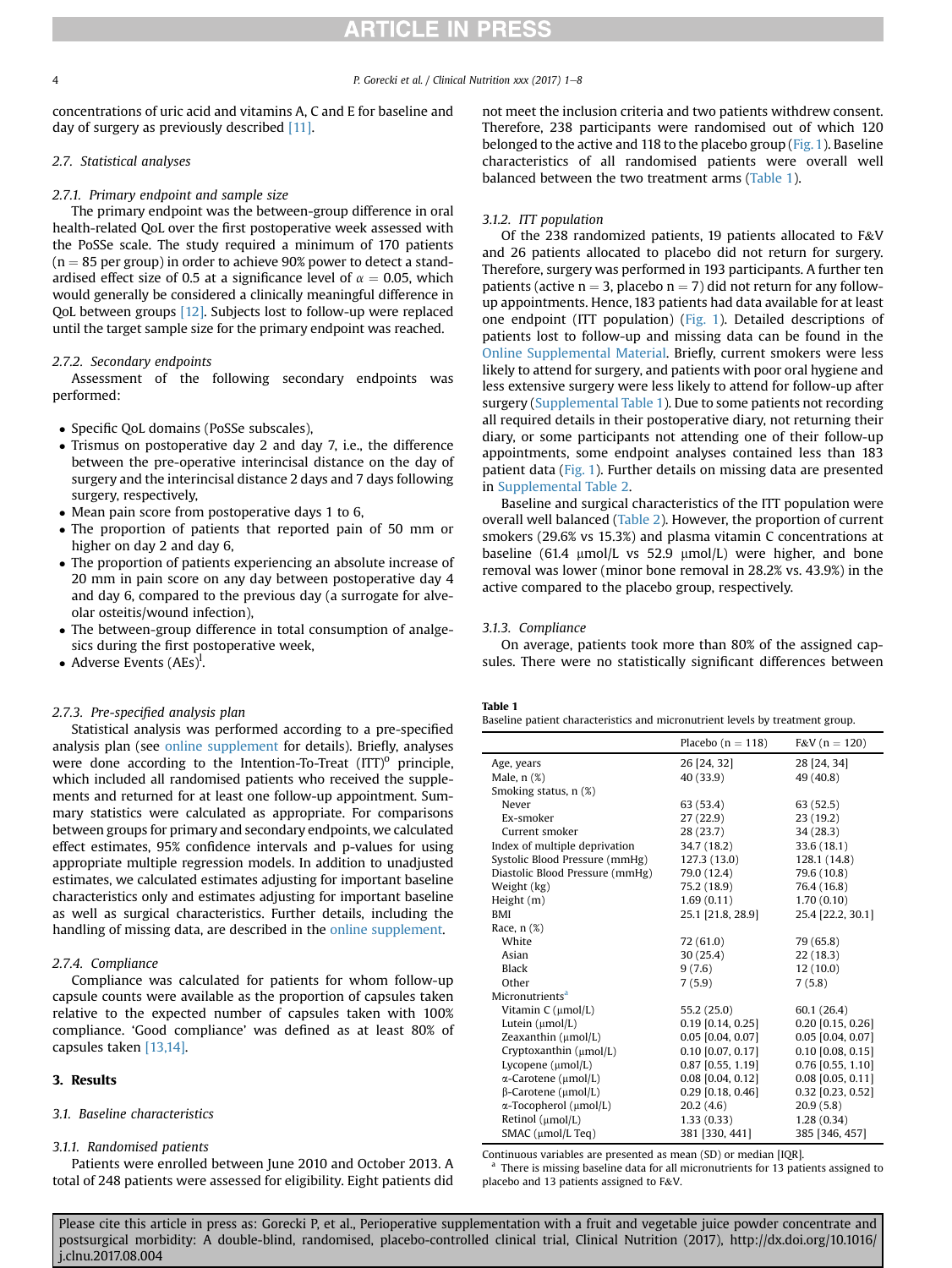concentrations of uric acid and vitamins A, C and E for baseline and day of surgery as previously described [11].

### 2.7. Statistical analyses

#### 2.7.1. Primary endpoint and sample size

The primary endpoint was the between-group difference in oral health-related QoL over the first postoperative week assessed with the PoSSe scale. The study required a minimum of 170 patients ($n = 85$ per group) in order to achieve 90% power to detect a standardised effect size of 0.5 at a significance level of $\alpha = 0.05$, which would generally be considered a clinically meaningful difference in QoL between groups [12]. Subjects lost to follow-up were replaced until the target sample size for the primary endpoint was reached.

#### 2.7.2. Secondary endpoints

Assessment of the following secondary endpoints was performed:

- Specific QoL domains (PoSSe subscales),
- Trismus on postoperative day 2 and day 7, i.e., the difference between the pre-operative interincisal distance on the day of surgery and the interincisal distance 2 days and 7 days following surgery, respectively,
- Mean pain score from postoperative days 1 to 6,
- The proportion of patients that reported pain of 50 mm or higher on day 2 and day 6,
- The proportion of patients experiencing an absolute increase of 20 mm in pain score on any day between postoperative day 4 and day 6, compared to the previous day (a surrogate for alveolar osteitis/wound infection),
- The between-group difference in total consumption of analgesics during the first postoperative week,
- Adverse Events (AEs)[l].

#### 2.7.3. Pre-specified analysis plan

Statistical analysis was performed according to a pre-specified analysis plan (see online supplement for details). Briefly, analyses were done according to the Intention-To-Treat (ITT)[o] principle, which included all randomised patients who received the supplements and returned for at least one follow-up appointment. Summary statistics were calculated as appropriate. For comparisons between groups for primary and secondary endpoints, we calculated effect estimates, 95% confidence intervals and p-values for using appropriate multiple regression models. In addition to unadjusted estimates, we calculated estimates adjusting for important baseline characteristics only and estimates adjusting for important baseline as well as surgical characteristics. Further details, including the handling of missing data, are described in the online supplement.

#### 2.7.4. Compliance

Compliance was calculated for patients for whom follow-up capsule counts were available as the proportion of capsules taken relative to the expected number of capsules taken with 100% compliance. 'Good compliance' was defined as at least 80% of capsules taken [13,14].

## 3. Results

### 3.1. Baseline characteristics

#### 3.1.1. Randomised patients

Patients were enrolled between June 2010 and October 2013. A total of 248 patients were assessed for eligibility. Eight patients did not meet the inclusion criteria and two patients withdrew consent. Therefore, 238 participants were randomised out of which 120 belonged to the active and 118 to the placebo group (Fig. 1). Baseline characteristics of all randomised patients were overall well balanced between the two treatment arms (Table 1).

#### 3.1.2. ITT population

Of the 238 randomized patients, 19 patients allocated to F&V and 26 patients allocated to placebo did not return for surgery. Therefore, surgery was performed in 193 participants. A further ten patients (active $n = 3$, placebo $n = 7$) did not return for any follow-up appointments. Hence, 183 patients had data available for at least one endpoint (ITT population) (Fig. 1). Detailed descriptions of patients lost to follow-up and missing data can be found in the Online Supplemental Material. Briefly, current smokers were less likely to attend for surgery, and patients with poor oral hygiene and less extensive surgery were less likely to attend for follow-up after surgery (Supplemental Table 1). Due to some patients not recording all required details in their postoperative diary, not returning their diary, or some participants not attending one of their follow-up appointments, some endpoint analyses contained less than 183 patient data (Fig. 1). Further details on missing data are presented in Supplemental Table 2.

Baseline and surgical characteristics of the ITT population were overall well balanced (Table 2). However, the proportion of current smokers (29.6% vs 15.3%) and plasma vitamin C concentrations at baseline (61.4 μmol/L vs 52.9 μmol/L) were higher, and bone removal was lower (minor bone removal in 28.2% vs. 43.9%) in the active compared to the placebo group, respectively.

#### 3.1.3. Compliance

On average, patients took more than 80% of the assigned capsules. There were no statistically significant differences between

**Table 1**
Baseline patient characteristics and micronutrient levels by treatment group.

| | Placebo (n = 118) | F&V (n = 120) |
|---|---|---|
| Age, years | 26 [24, 32] | 28 [24, 34] |
| Male, n (%) | 40 (33.9) | 49 (40.8) |
| Smoking status, n (%) | | |
| Never | 63 (53.4) | 63 (52.5) |
| Ex-smoker | 27 (22.9) | 23 (19.2) |
| Current smoker | 28 (23.7) | 34 (28.3) |
| Index of multiple deprivation | 34.7 (18.2) | 33.6 (18.1) |
| Systolic Blood Pressure (mmHg) | 127.3 (13.0) | 128.1 (14.8) |
| Diastolic Blood Pressure (mmHg) | 79.0 (12.4) | 79.6 (10.8) |
| Weight (kg) | 75.2 (18.9) | 76.4 (16.8) |
| Height (m) | 1.69 (0.11) | 1.70 (0.10) |
| BMI | 25.1 [21.8, 28.9] | 25.4 [22.2, 30.1] |
| Race, n (%) | | |
| White | 72 (61.0) | 79 (65.8) |
| Asian | 30 (25.4) | 22 (18.3) |
| Black | 9 (7.6) | 12 (10.0) |
| Other | 7 (5.9) | 7 (5.8) |
| Micronutrients[a] | | |
| Vitamin C (μmol/L) | 55.2 (25.0) | 60.1 (26.4) |
| Lutein (μmol/L) | 0.19 [0.14, 0.25] | 0.20 [0.15, 0.26] |
| Zeaxanthin (μmol/L) | 0.05 [0.04, 0.07] | 0.05 [0.04, 0.07] |
| Cryptoxanthin (μmol/L) | 0.10 [0.07, 0.17] | 0.10 [0.08, 0.15] |
| Lycopene (μmol/L) | 0.87 [0.55, 1.19] | 0.76 [0.55, 1.10] |
| α-Carotene (μmol/L) | 0.08 [0.04, 0.12] | 0.08 [0.05, 0.11] |
| β-Carotene (μmol/L) | 0.29 [0.18, 0.46] | 0.32 [0.23, 0.52] |
| α-Tocopherol (μmol/L) | 20.2 (4.6) | 20.9 (5.8) |
| Retinol (μmol/L) | 1.33 (0.33) | 1.28 (0.34) |
| SMAC (μmol/L Teq) | 381 [330, 441] | 385 [346, 457] |

Continuous variables are presented as mean (SD) or median [IQR].
[a] There is missing baseline data for all micronutrients for 13 patients assigned to placebo and 13 patients assigned to F&V.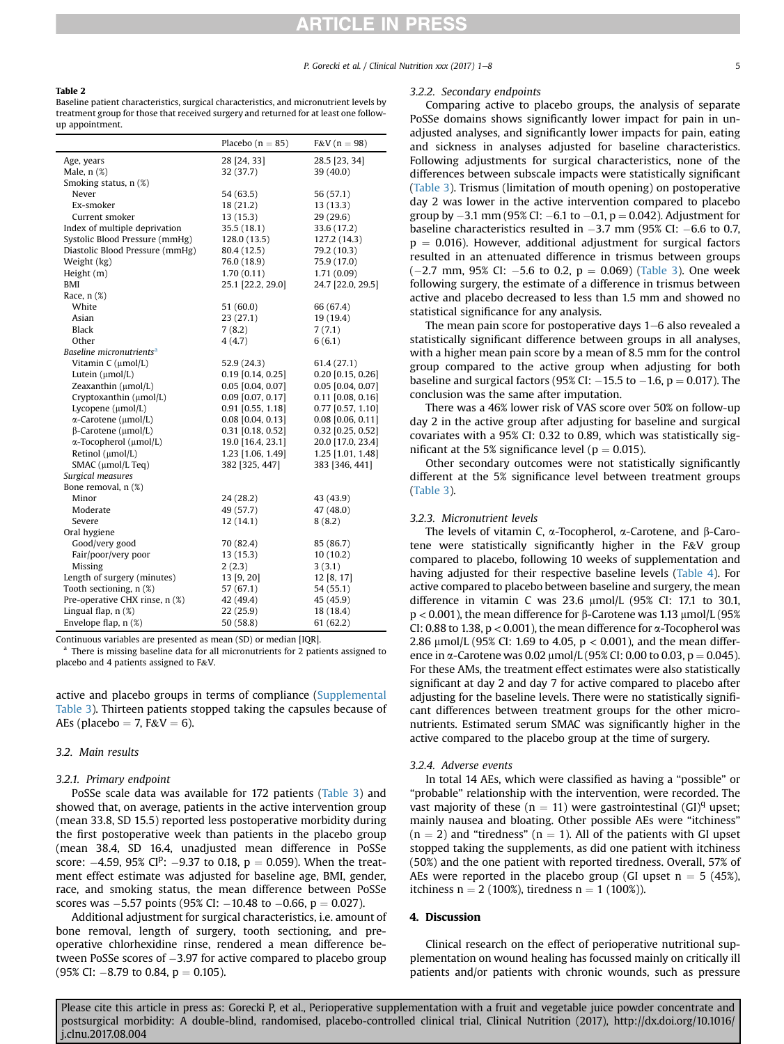**Table 2**
Baseline patient characteristics, surgical characteristics, and micronutrient levels by treatment group for those that received surgery and returned for at least one follow-up appointment.

| | Placebo (n = 85) | F&V (n = 98) |
|---|---|---|
| Age, years | 28 [24, 33] | 28.5 [23, 34] |
| Male, n (%) | 32 (37.7) | 39 (40.0) |
| Smoking status, n (%) | | |
| Never | 54 (63.5) | 56 (57.1) |
| Ex-smoker | 18 (21.2) | 13 (13.3) |
| Current smoker | 13 (15.3) | 29 (29.6) |
| Index of multiple deprivation | 35.5 (18.1) | 33.6 (17.2) |
| Systolic Blood Pressure (mmHg) | 128.0 (13.5) | 127.2 (14.3) |
| Diastolic Blood Pressure (mmHg) | 80.4 (12.5) | 79.2 (10.3) |
| Weight (kg) | 76.0 (18.9) | 75.9 (17.0) |
| Height (m) | 1.70 (0.11) | 1.71 (0.09) |
| BMI | 25.1 [22.2, 29.0] | 24.7 [22.0, 29.5] |
| Race, n (%) | | |
| White | 51 (60.0) | 66 (67.4) |
| Asian | 23 (27.1) | 19 (19.4) |
| Black | 7 (8.2) | 7 (7.1) |
| Other | 4 (4.7) | 6 (6.1) |
| *Baseline micronutrients*[a] | | |
| Vitamin C (μmol/L) | 52.9 (24.3) | 61.4 (27.1) |
| Lutein (μmol/L) | 0.19 [0.14, 0.25] | 0.20 [0.15, 0.26] |
| Zeaxanthin (μmol/L) | 0.05 [0.04, 0.07] | 0.05 [0.04, 0.07] |
| Cryptoxanthin (μmol/L) | 0.09 [0.07, 0.17] | 0.11 [0.08, 0.16] |
| Lycopene (μmol/L) | 0.91 [0.55, 1.18] | 0.77 [0.57, 1.10] |
| α-Carotene (μmol/L) | 0.08 [0.04, 0.13] | 0.08 [0.06, 0.11] |
| β-Carotene (μmol/L) | 0.31 [0.18, 0.52] | 0.32 [0.25, 0.52] |
| α-Tocopherol (μmol/L) | 19.0 [16.4, 23.1] | 20.0 [17.0, 23.4] |
| Retinol (μmol/L) | 1.23 [1.06, 1.49] | 1.25 [1.01, 1.48] |
| SMAC (μmol/L Teq) | 382 [325, 447] | 383 [346, 441] |
| *Surgical measures* | | |
| Bone removal, n (%) | | |
| Minor | 24 (28.2) | 43 (43.9) |
| Moderate | 49 (57.7) | 47 (48.0) |
| Severe | 12 (14.1) | 8 (8.2) |
| Oral hygiene | | |
| Good/very good | 70 (82.4) | 85 (86.7) |
| Fair/poor/very poor | 13 (15.3) | 10 (10.2) |
| Missing | 2 (2.3) | 3 (3.1) |
| Length of surgery (minutes) | 13 [9, 20] | 12 [8, 17] |
| Tooth sectioning, n (%) | 57 (67.1) | 54 (55.1) |
| Pre-operative CHX rinse, n (%) | 42 (49.4) | 45 (45.9) |
| Lingual flap, n (%) | 22 (25.9) | 18 (18.4) |
| Envelope flap, n (%) | 50 (58.8) | 61 (62.2) |

Continuous variables are presented as mean (SD) or median [IQR].
[a] There is missing baseline data for all micronutrients for 2 patients assigned to placebo and 4 patients assigned to F&V.

active and placebo groups in terms of compliance (Supplemental Table 3). Thirteen patients stopped taking the capsules because of AEs (placebo = 7, F&V = 6).

### 3.2. Main results

#### 3.2.1. Primary endpoint

PoSSe scale data was available for 172 patients (Table 3) and showed that, on average, patients in the active intervention group (mean 33.8, SD 15.5) reported less postoperative morbidity during the first postoperative week than patients in the placebo group (mean 38.4, SD 16.4, unadjusted mean difference in PoSSe score: −4.59, 95% CI[p]: −9.37 to 0.18, p = 0.059). When the treatment effect estimate was adjusted for baseline age, BMI, gender, race, and smoking status, the mean difference between PoSSe scores was −5.57 points (95% CI: −10.48 to −0.66, p = 0.027).

Additional adjustment for surgical characteristics, i.e. amount of bone removal, length of surgery, tooth sectioning, and pre-operative chlorhexidine rinse, rendered a mean difference between PoSSe scores of −3.97 for active compared to placebo group (95% CI: −8.79 to 0.84, p = 0.105).

#### 3.2.2. Secondary endpoints

Comparing active to placebo groups, the analysis of separate PoSSe domains shows significantly lower impact for pain in unadjusted analyses, and significantly lower impacts for pain, eating and sickness in analyses adjusted for baseline characteristics. Following adjustments for surgical characteristics, none of the differences between subscale impacts were statistically significant (Table 3). Trismus (limitation of mouth opening) on postoperative day 2 was lower in the active intervention compared to placebo group by −3.1 mm (95% CI: −6.1 to −0.1, p = 0.042). Adjustment for baseline characteristics resulted in −3.7 mm (95% CI: −6.6 to 0.7, p = 0.016). However, additional adjustment for surgical factors resulted in an attenuated difference in trismus between groups (−2.7 mm, 95% CI: −5.6 to 0.2, p = 0.069) (Table 3). One week following surgery, the estimate of a difference in trismus between active and placebo decreased to less than 1.5 mm and showed no statistical significance for any analysis.

The mean pain score for postoperative days 1–6 also revealed a statistically significant difference between groups in all analyses, with a higher mean pain score by a mean of 8.5 mm for the control group compared to the active group when adjusting for both baseline and surgical factors (95% CI: −15.5 to −1.6, p = 0.017). The conclusion was the same after imputation.

There was a 46% lower risk of VAS score over 50% on follow-up day 2 in the active group after adjusting for baseline and surgical covariates with a 95% CI: 0.32 to 0.89, which was statistically significant at the 5% significance level (p = 0.015).

Other secondary outcomes were not statistically significantly different at the 5% significance level between treatment groups (Table 3).

#### 3.2.3. Micronutrient levels

The levels of vitamin C, α-Tocopherol, α-Carotene, and β-Carotene were statistically significantly higher in the F&V group compared to placebo, following 10 weeks of supplementation and having adjusted for their respective baseline levels (Table 4). For active compared to placebo between baseline and surgery, the mean difference in vitamin C was 23.6 μmol/L (95% CI: 17.1 to 30.1, p < 0.001), the mean difference for β-Carotene was 1.13 μmol/L (95% CI: 0.88 to 1.38, p < 0.001), the mean difference for α-Tocopherol was 2.86 μmol/L (95% CI: 1.69 to 4.05, p < 0.001), and the mean difference in α-Carotene was 0.02 μmol/L (95% CI: 0.00 to 0.03, p = 0.045). For these AMs, the treatment effect estimates were also statistically significant at day 2 and day 7 for active compared to placebo after adjusting for the baseline levels. There were no statistically significant differences between treatment groups for the other micronutrients. Estimated serum SMAC was significantly higher in the active compared to the placebo group at the time of surgery.

#### 3.2.4. Adverse events

In total 14 AEs, which were classified as having a "possible" or "probable" relationship with the intervention, were recorded. The vast majority of these (n = 11) were gastrointestinal (GI)[q] upset; mainly nausea and bloating. Other possible AEs were "itchiness" (n = 2) and "tiredness" (n = 1). All of the patients with GI upset stopped taking the supplements, as did one patient with itchiness (50%) and the one patient with reported tiredness. Overall, 57% of AEs were reported in the placebo group (GI upset n = 5 (45%), itchiness n = 2 (100%), tiredness n = 1 (100%)).

## 4. Discussion

Clinical research on the effect of perioperative nutritional supplementation on wound healing has focussed mainly on critically ill patients and/or patients with chronic wounds, such as pressure

Please cite this article in press as: Gorecki P, et al., Perioperative supplementation with a fruit and vegetable juice powder concentrate and postsurgical morbidity: A double-blind, randomised, placebo-controlled clinical trial, Clinical Nutrition (2017), http://dx.doi.org/10.1016/j.clnu.2017.08.004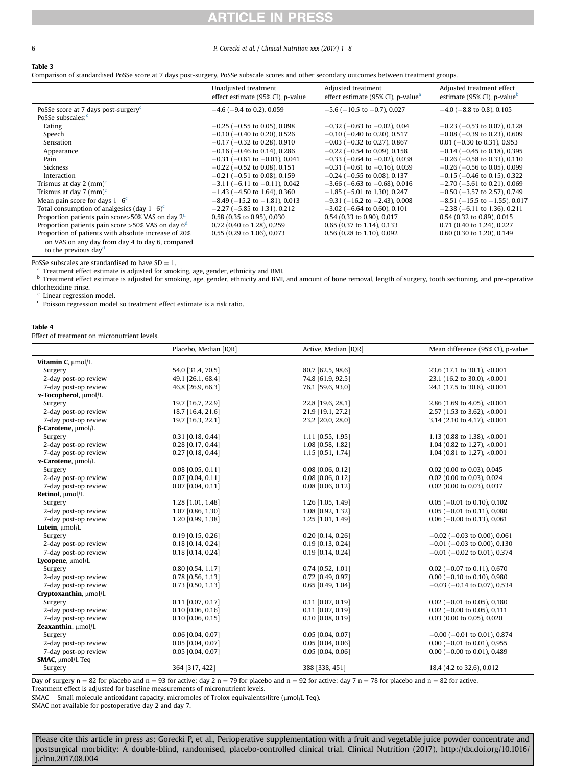**Table 3**

Comparison of standardised PoSSe score at 7 days post-surgery, PoSSe subscale scores and other secondary outcomes between treatment groups.

| | Unadjusted treatment effect estimate (95% CI), p-value | Adjusted treatment effect estimate (95% CI), p-value[a] | Adjusted treatment effect estimate (95% CI), p-value[b] |
|---|---|---|---|
| PoSSe score at 7 days post-surgery[c] | −4.6 (−9.4 to 0.2), 0.059 | −5.6 (−10.5 to −0.7), 0.027 | −4.0 (−8.8 to 0.8), 0.105 |
| PoSSe subscales:[c] | | | |
| Eating | −0.25 (−0.55 to 0.05), 0.098 | −0.32 (−0.63 to −0.02), 0.04 | −0.23 (−0.53 to 0.07), 0.128 |
| Speech | −0.10 (−0.40 to 0.20), 0.526 | −0.10 (−0.40 to 0.20), 0.517 | −0.08 (−0.39 to 0.23), 0.609 |
| Sensation | −0.17 (−0.32 to 0.28), 0.910 | −0.03 (−0.32 to 0.27), 0.867 | 0.01 (−0.30 to 0.31), 0.953 |
| Appearance | −0.16 (−0.46 to 0.14), 0.286 | −0.22 (−0.54 to 0.09), 0.158 | −0.14 (−0.45 to 0.18), 0.395 |
| Pain | −0.31 (−0.61 to −0.01), 0.041 | −0.33 (−0.64 to −0.02), 0.038 | −0.26 (−0.58 to 0.33), 0.110 |
| Sickness | −0.22 (−0.52 to 0.08), 0.151 | −0.31 (−0.61 to −0.16), 0.039 | −0.26 (−0.56 to 0.05), 0.099 |
| Interaction | −0.21 (−0.51 to 0.08), 0.159 | −0.24 (−0.55 to 0.08), 0.137 | −0.15 (−0.46 to 0.15), 0.322 |
| Trismus at day 2 (mm)[c] | −3.11 (−6.11 to −0.11), 0.042 | −3.66 (−6.63 to −0.68), 0.016 | −2.70 (−5.61 to 0.21), 0.069 |
| Trismus at day 7 (mm)[c] | −1.43 (−4.50 to 1.64), 0.360 | −1.85 (−5.01 to 1.30), 0.247 | −0.50 (−3.57 to 2.57), 0.749 |
| Mean pain score for days 1−6[c] | −8.49 (−15.2 to −1.81), 0.013 | −9.31 (−16.2 to −2.43), 0.008 | −8.51 (−15.5 to −1.55), 0.017 |
| Total consumption of analgesics (day 1−6)[c] | −2.27 (−5.85 to 1.31), 0.212 | −3.02 (−6.64 to 0.60), 0.101 | −2.38 (−6.11 to 1.36), 0.211 |
| Proportion patients pain score>50% VAS on day 2[d] | 0.58 (0.35 to 0.95), 0.030 | 0.54 (0.33 to 0.90), 0.017 | 0.54 (0.32 to 0.89), 0.015 |
| Proportion patients pain score >50% VAS on day 6[d] | 0.72 (0.40 to 1.28), 0.259 | 0.65 (0.37 to 1.14), 0.133 | 0.71 (0.40 to 1.24), 0.227 |
| Proportion of patients with absolute increase of 20% on VAS on any day from day 4 to day 6, compared to the previous day[d] | 0.55 (0.29 to 1.06), 0.073 | 0.56 (0.28 to 1.10), 0.092 | 0.60 (0.30 to 1.20), 0.149 |

PoSSe subscales are standardised to have SD = 1.

[a] Treatment effect estimate is adjusted for smoking, age, gender, ethnicity and BMI.

[b] Treatment effect estimate is adjusted for smoking, age, gender, ethnicity and BMI, and amount of bone removal, length of surgery, tooth sectioning, and pre-operative chlorhexidine rinse.

[c] Linear regression model.

[d] Poisson regression model so treatment effect estimate is a risk ratio.

**Table 4**

Effect of treatment on micronutrient levels.

| | Placebo, Median [IQR] | Active, Median [IQR] | Mean difference (95% CI), p-value |
|---|---|---|---|
| **Vitamin C**, μmol/L | | | |
| Surgery | 54.0 [31.4, 70.5] | 80.7 [62.5, 98.6] | 23.6 (17.1 to 30.1), <0.001 |
| 2-day post-op review | 49.1 [26.1, 68.4] | 74.8 [61.9, 92.5] | 23.1 (16.2 to 30.0), <0.001 |
| 7-day post-op review | 46.8 [26.9, 66.3] | 76.1 [59.6, 93.0] | 24.1 (17.5 to 30.8), <0.001 |
| **α-Tocopherol**, μmol/L | | | |
| Surgery | 19.7 [16.7, 22.9] | 22.8 [19.6, 28.1] | 2.86 (1.69 to 4.05), <0.001 |
| 2-day post-op review | 18.7 [16.4, 21.6] | 21.9 [19.1, 27.2] | 2.57 (1.53 to 3.62), <0.001 |
| 7-day post-op review | 19.7 [16.3, 22.1] | 23.2 [20.0, 28.0] | 3.14 (2.10 to 4.17), <0.001 |
| **β-Carotene**, μmol/L | | | |
| Surgery | 0.31 [0.18, 0.44] | 1.11 [0.55, 1.95] | 1.13 (0.88 to 1.38), <0.001 |
| 2-day post-op review | 0.28 [0.17, 0.44] | 1.08 [0.58, 1.82] | 1.04 (0.82 to 1.27), <0.001 |
| 7-day post-op review | 0.27 [0.18, 0.44] | 1.15 [0.51, 1.74] | 1.04 (0.81 to 1.27), <0.001 |
| **α-Carotene**, μmol/L | | | |
| Surgery | 0.08 [0.05, 0.11] | 0.08 [0.06, 0.12] | 0.02 (0.00 to 0.03), 0.045 |
| 2-day post-op review | 0.07 [0.04, 0.11] | 0.08 [0.06, 0.12] | 0.02 (0.00 to 0.03), 0.024 |
| 7-day post-op review | 0.07 [0.04, 0.11] | 0.08 [0.06, 0.12] | 0.02 (0.00 to 0.03), 0.037 |
| **Retinol**, μmol/L | | | |
| Surgery | 1.28 [1.01, 1.48] | 1.26 [1.05, 1.49] | 0.05 (−0.01 to 0.10), 0.102 |
| 2-day post-op review | 1.07 [0.86, 1.30] | 1.08 [0.92, 1.32] | 0.05 (−0.01 to 0.11), 0.080 |
| 7-day post-op review | 1.20 [0.99, 1.38] | 1.25 [1.01, 1.49] | 0.06 (−0.00 to 0.13), 0.061 |
| **Lutein**, μmol/L | | | |
| Surgery | 0.19 [0.15, 0.26] | 0.20 [0.14, 0.26] | −0.02 (−0.03 to 0.00), 0.061 |
| 2-day post-op review | 0.18 [0.14, 0.24] | 0.19 [0.13, 0.24] | −0.01 (−0.03 to 0.00), 0.130 |
| 7-day post-op review | 0.18 [0.14, 0.24] | 0.19 [0.14, 0.24] | −0.01 (−0.02 to 0.01), 0.374 |
| **Lycopene**, μmol/L | | | |
| Surgery | 0.80 [0.54, 1.17] | 0.74 [0.52, 1.01] | 0.02 (−0.07 to 0.11), 0.670 |
| 2-day post-op review | 0.78 [0.56, 1.13] | 0.72 [0.49, 0.97] | 0.00 (−0.10 to 0.10), 0.980 |
| 7-day post-op review | 0.73 [0.50, 1.13] | 0.65 [0.49, 1.04] | −0.03 (−0.14 to 0.07), 0.534 |
| **Cryptoxanthin**, μmol/L | | | |
| Surgery | 0.11 [0.07, 0.17] | 0.11 [0.07, 0.19] | 0.02 (−0.01 to 0.05), 0.180 |
| 2-day post-op review | 0.10 [0.06, 0.16] | 0.11 [0.07, 0.19] | 0.02 (−0.00 to 0.05), 0.111 |
| 7-day post-op review | 0.10 [0.06, 0.15] | 0.10 [0.08, 0.19] | 0.03 (0.00 to 0.05), 0.020 |
| **Zeaxanthin**, μmol/L | | | |
| Surgery | 0.06 [0.04, 0.07] | 0.05 [0.04, 0.07] | −0.00 (−0.01 to 0.01), 0.874 |
| 2-day post-op review | 0.05 [0.04, 0.07] | 0.05 [0.04, 0.06] | 0.00 (−0.01 to 0.01), 0.955 |
| 7-day post-op review | 0.05 [0.04, 0.07] | 0.05 [0.04, 0.06] | 0.00 (−0.00 to 0.01), 0.489 |
| **SMAC**, μmol/L Teq | | | |
| Surgery | 364 [317, 422] | 388 [338, 451] | 18.4 (4.2 to 32.6), 0.012 |

Day of surgery n = 82 for placebo and n = 93 for active; day 2 n = 79 for placebo and n = 92 for active; day 7 n = 78 for placebo and n = 82 for active.

Treatment effect is adjusted for baseline measurements of micronutrient levels.

SMAC − Small molecule antioxidant capacity, micromoles of Trolox equivalents/litre (μmol/L Teq).

SMAC not available for postoperative day 2 and day 7.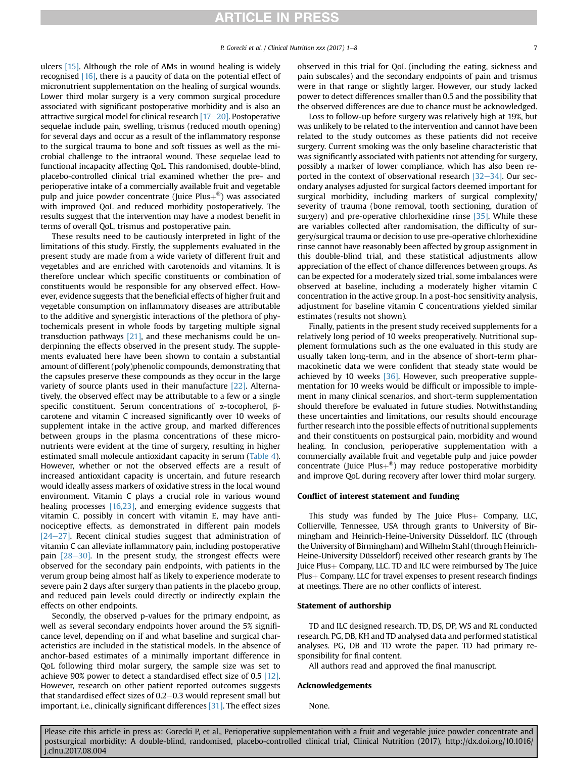ulcers [15]. Although the role of AMs in wound healing is widely recognised [16], there is a paucity of data on the potential effect of micronutrient supplementation on the healing of surgical wounds. Lower third molar surgery is a very common surgical procedure associated with significant postoperative morbidity and is also an attractive surgical model for clinical research [17–20]. Postoperative sequelae include pain, swelling, trismus (reduced mouth opening) for several days and occur as a result of the inflammatory response to the surgical trauma to bone and soft tissues as well as the microbial challenge to the intraoral wound. These sequelae lead to functional incapacity affecting QoL. This randomised, double-blind, placebo-controlled clinical trial examined whether the pre- and perioperative intake of a commercially available fruit and vegetable pulp and juice powder concentrate (Juice Plus+®) was associated with improved QoL and reduced morbidity postoperatively. The results suggest that the intervention may have a modest benefit in terms of overall QoL, trismus and postoperative pain.

These results need to be cautiously interpreted in light of the limitations of this study. Firstly, the supplements evaluated in the present study are made from a wide variety of different fruit and vegetables and are enriched with carotenoids and vitamins. It is therefore unclear which specific constituents or combination of constituents would be responsible for any observed effect. However, evidence suggests that the beneficial effects of higher fruit and vegetable consumption on inflammatory diseases are attributable to the additive and synergistic interactions of the plethora of phytochemicals present in whole foods by targeting multiple signal transduction pathways [21], and these mechanisms could be underpinning the effects observed in the present study. The supplements evaluated here have been shown to contain a substantial amount of different (poly)phenolic compounds, demonstrating that the capsules preserve these compounds as they occur in the large variety of source plants used in their manufacture [22]. Alternatively, the observed effect may be attributable to a few or a single specific constituent. Serum concentrations of α-tocopherol, β-carotene and vitamin C increased significantly over 10 weeks of supplement intake in the active group, and marked differences between groups in the plasma concentrations of these micronutrients were evident at the time of surgery, resulting in higher estimated small molecule antioxidant capacity in serum (Table 4). However, whether or not the observed effects are a result of increased antioxidant capacity is uncertain, and future research would ideally assess markers of oxidative stress in the local wound environment. Vitamin C plays a crucial role in various wound healing processes [16,23], and emerging evidence suggests that vitamin C, possibly in concert with vitamin E, may have antinociceptive effects, as demonstrated in different pain models [24–27]. Recent clinical studies suggest that administration of vitamin C can alleviate inflammatory pain, including postoperative pain [28–30]. In the present study, the strongest effects were observed for the secondary pain endpoints, with patients in the verum group being almost half as likely to experience moderate to severe pain 2 days after surgery than patients in the placebo group, and reduced pain levels could directly or indirectly explain the effects on other endpoints.

Secondly, the observed p-values for the primary endpoint, as well as several secondary endpoints hover around the 5% significance level, depending on if and what baseline and surgical characteristics are included in the statistical models. In the absence of anchor-based estimates of a minimally important difference in QoL following third molar surgery, the sample size was set to achieve 90% power to detect a standardised effect size of 0.5 [12]. However, research on other patient reported outcomes suggests that standardised effect sizes of 0.2–0.3 would represent small but important, i.e., clinically significant differences [31]. The effect sizes observed in this trial for QoL (including the eating, sickness and pain subscales) and the secondary endpoints of pain and trismus were in that range or slightly larger. However, our study lacked power to detect differences smaller than 0.5 and the possibility that the observed differences are due to chance must be acknowledged.

Loss to follow-up before surgery was relatively high at 19%, but was unlikely to be related to the intervention and cannot have been related to the study outcomes as these patients did not receive surgery. Current smoking was the only baseline characteristic that was significantly associated with patients not attending for surgery, possibly a marker of lower compliance, which has also been reported in the context of observational research [32–34]. Our secondary analyses adjusted for surgical factors deemed important for surgical morbidity, including markers of surgical complexity/severity of trauma (bone removal, tooth sectioning, duration of surgery) and pre-operative chlorhexidine rinse [35]. While these are variables collected after randomisation, the difficulty of surgery/surgical trauma or decision to use pre-operative chlorhexidine rinse cannot have reasonably been affected by group assignment in this double-blind trial, and these statistical adjustments allow appreciation of the effect of chance differences between groups. As can be expected for a moderately sized trial, some imbalances were observed at baseline, including a moderately higher vitamin C concentration in the active group. In a post-hoc sensitivity analysis, adjustment for baseline vitamin C concentrations yielded similar estimates (results not shown).

Finally, patients in the present study received supplements for a relatively long period of 10 weeks preoperatively. Nutritional supplement formulations such as the one evaluated in this study are usually taken long-term, and in the absence of short-term pharmacokinetic data we were confident that steady state would be achieved by 10 weeks [36]. However, such preoperative supplementation for 10 weeks would be difficult or impossible to implement in many clinical scenarios, and short-term supplementation should therefore be evaluated in future studies. Notwithstanding these uncertainties and limitations, our results should encourage further research into the possible effects of nutritional supplements and their constituents on postsurgical pain, morbidity and wound healing. In conclusion, perioperative supplementation with a commercially available fruit and vegetable pulp and juice powder concentrate (Juice Plus+®) may reduce postoperative morbidity and improve QoL during recovery after lower third molar surgery.

## Conflict of interest statement and funding

This study was funded by The Juice Plus+ Company, LLC, Collierville, Tennessee, USA through grants to University of Birmingham and Heinrich-Heine-University Düsseldorf. ILC (through the University of Birmingham) and Wilhelm Stahl (through Heinrich-Heine-University Düsseldorf) received other research grants by The Juice Plus+ Company, LLC. TD and ILC were reimbursed by The Juice Plus+ Company, LLC for travel expenses to present research findings at meetings. There are no other conflicts of interest.

## Statement of authorship

TD and ILC designed research. TD, DS, DP, WS and RL conducted research. PG, DB, KH and TD analysed data and performed statistical analyses. PG, DB and TD wrote the paper. TD had primary responsibility for final content.

All authors read and approved the final manuscript.

## Acknowledgements

None.

Please cite this article in press as: Gorecki P, et al., Perioperative supplementation with a fruit and vegetable juice powder concentrate and postsurgical morbidity: A double-blind, randomised, placebo-controlled clinical trial, Clinical Nutrition (2017), http://dx.doi.org/10.1016/j.clnu.2017.08.004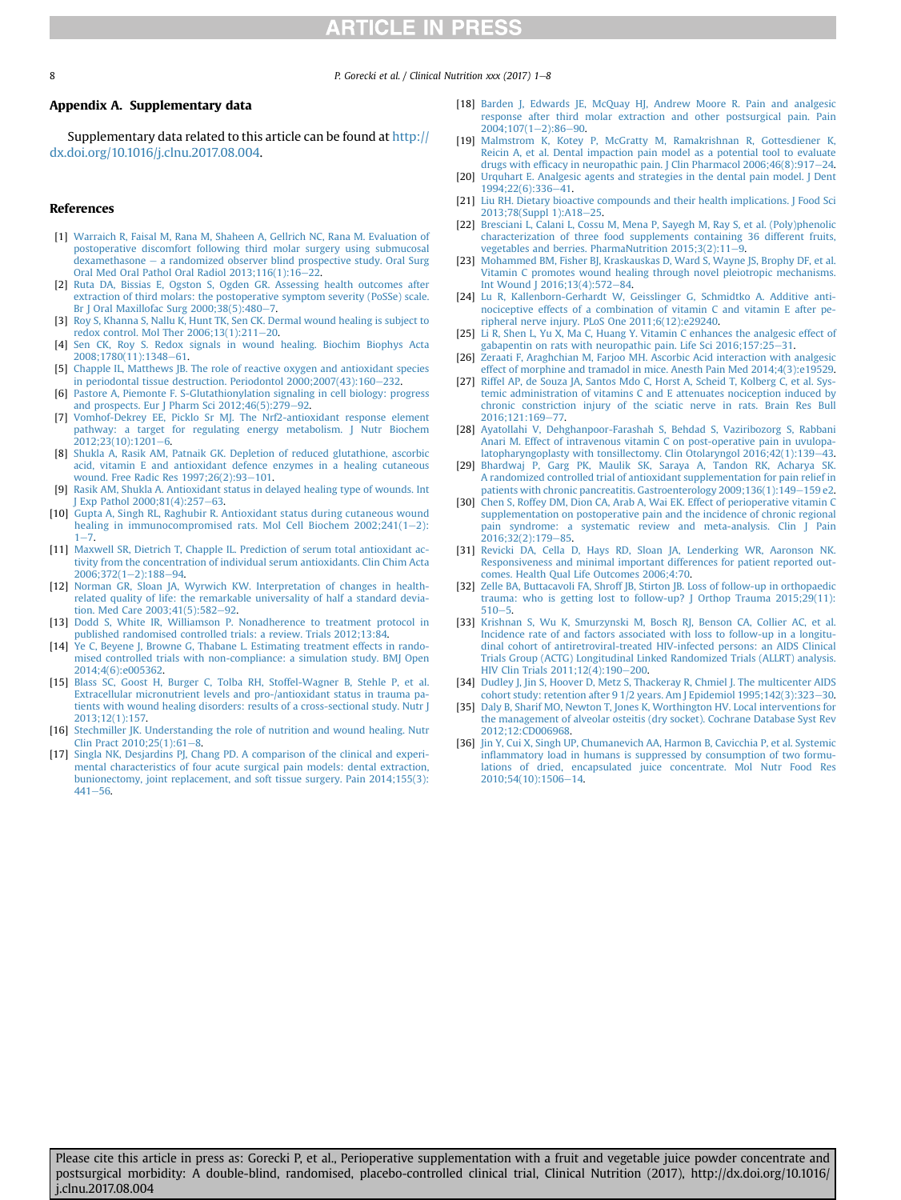## Appendix A. Supplementary data

Supplementary data related to this article can be found at http://dx.doi.org/10.1016/j.clnu.2017.08.004.

## References

[1] Warraich R, Faisal M, Rana M, Shaheen A, Gellrich NC, Rana M. Evaluation of postoperative discomfort following third molar surgery using submucosal dexamethasone – a randomized observer blind prospective study. Oral Surg Oral Med Oral Pathol Oral Radiol 2013;116(1):16–22.

[2] Ruta DA, Bissias E, Ogston S, Ogden GR. Assessing health outcomes after extraction of third molars: the postoperative symptom severity (PoSSe) scale. Br J Oral Maxillofac Surg 2000;38(5):480–7.

[3] Roy S, Khanna S, Nallu K, Hunt TK, Sen CK. Dermal wound healing is subject to redox control. Mol Ther 2006;13(1):211–20.

[4] Sen CK, Roy S. Redox signals in wound healing. Biochim Biophys Acta 2008;1780(11):1348–61.

[5] Chapple IL, Matthews JB. The role of reactive oxygen and antioxidant species in periodontal tissue destruction. Periodontol 2000;2007(43):160–232.

[6] Pastore A, Piemonte F. S-Glutathionylation signaling in cell biology: progress and prospects. Eur J Pharm Sci 2012;46(5):279–92.

[7] Vomhof-Dekrey EE, Picklo Sr MJ. The Nrf2-antioxidant response element pathway: a target for regulating energy metabolism. J Nutr Biochem 2012;23(10):1201–6.

[8] Shukla A, Rasik AM, Patnaik GK. Depletion of reduced glutathione, ascorbic acid, vitamin E and antioxidant defence enzymes in a healing cutaneous wound. Free Radic Res 1997;26(2):93–101.

[9] Rasik AM, Shukla A. Antioxidant status in delayed healing type of wounds. Int J Exp Pathol 2000;81(4):257–63.

[10] Gupta A, Singh RL, Raghubir R. Antioxidant status during cutaneous wound healing in immunocompromised rats. Mol Cell Biochem 2002;241(1–2):1–7.

[11] Maxwell SR, Dietrich T, Chapple IL. Prediction of serum total antioxidant activity from the concentration of individual serum antioxidants. Clin Chim Acta 2006;372(1–2):188–94.

[12] Norman GR, Sloan JA, Wyrwich KW. Interpretation of changes in health-related quality of life: the remarkable universality of half a standard deviation. Med Care 2003;41(5):582–92.

[13] Dodd S, White IR, Williamson P. Nonadherence to treatment protocol in published randomised controlled trials: a review. Trials 2012;13:84.

[14] Ye C, Beyene J, Browne G, Thabane L. Estimating treatment effects in randomised controlled trials with non-compliance: a simulation study. BMJ Open 2014;4(6):e005362.

[15] Blass SC, Goost H, Burger C, Tolba RH, Stoffel-Wagner B, Stehle P, et al. Extracellular micronutrient levels and pro-/antioxidant status in trauma patients with wound healing disorders: results of a cross-sectional study. Nutr J 2013;12(1):157.

[16] Stechmiller JK. Understanding the role of nutrition and wound healing. Nutr Clin Pract 2010;25(1):61–8.

[17] Singla NK, Desjardins PJ, Chang PD. A comparison of the clinical and experimental characteristics of four acute surgical pain models: dental extraction, bunionectomy, joint replacement, and soft tissue surgery. Pain 2014;155(3):441–56.

[18] Barden J, Edwards JE, McQuay HJ, Andrew Moore R. Pain and analgesic response after third molar extraction and other postsurgical pain. Pain 2004;107(1–2):86–90.

[19] Malmstrom K, Kotey P, McGratty M, Ramakrishnan R, Gottesdiener K, Reicin A, et al. Dental impaction pain model as a potential tool to evaluate drugs with efficacy in neuropathic pain. J Clin Pharmacol 2006;46(8):917–24.

[20] Urquhart E. Analgesic agents and strategies in the dental pain model. J Dent 1994;22(6):336–41.

[21] Liu RH. Dietary bioactive compounds and their health implications. J Food Sci 2013;78(Suppl 1):A18–25.

[22] Bresciani L, Calani L, Cossu M, Mena P, Sayegh M, Ray S, et al. (Poly)phenolic characterization of three food supplements containing 36 different fruits, vegetables and berries. PharmaNutrition 2015;3(2):11–9.

[23] Mohammed BM, Fisher BJ, Kraskauskas D, Ward S, Wayne JS, Brophy DF, et al. Vitamin C promotes wound healing through novel pleiotropic mechanisms. Int Wound J 2016;13(4):572–84.

[24] Lu R, Kallenborn-Gerhardt W, Geisslinger G, Schmidtko A. Additive antinociceptive effects of a combination of vitamin C and vitamin E after peripheral nerve injury. PLoS One 2011;6(12):e29240.

[25] Li R, Shen L, Yu X, Ma C, Huang Y. Vitamin C enhances the analgesic effect of gabapentin on rats with neuropathic pain. Life Sci 2016;157:25–31.

[26] Zeraati F, Araghchian M, Farjoo MH. Ascorbic Acid interaction with analgesic effect of morphine and tramadol in mice. Anesth Pain Med 2014;4(3):e19529.

[27] Riffel AP, de Souza JA, Santos Mdo C, Horst A, Scheid T, Kolberg C, et al. Systemic administration of vitamins C and E attenuates nociception induced by chronic constriction injury of the sciatic nerve in rats. Brain Res Bull 2016;121:169–77.

[28] Ayatollahi V, Dehghanpoor-Farashah S, Behdad S, Vaziribozorg S, Rabbani Anari M. Effect of intravenous vitamin C on post-operative pain in uvulopalatopharyngoplasty with tonsillectomy. Clin Otolaryngol 2016;42(1):139–43.

[29] Bhardwaj P, Garg PK, Maulik SK, Saraya A, Tandon RK, Acharya SK. A randomized controlled trial of antioxidant supplementation for pain relief in patients with chronic pancreatitis. Gastroenterology 2009;136(1):149–159 e2.

[30] Chen S, Roffey DM, Dion CA, Arab A, Wai EK. Effect of perioperative vitamin C supplementation on postoperative pain and the incidence of chronic regional pain syndrome: a systematic review and meta-analysis. Clin J Pain 2016;32(2):179–85.

[31] Revicki DA, Cella D, Hays RD, Sloan JA, Lenderking WR, Aaronson NK. Responsiveness and minimal important differences for patient reported outcomes. Health Qual Life Outcomes 2006;4:70.

[32] Zelle BA, Buttacavoli FA, Shroff JB, Stirton JB. Loss of follow-up in orthopaedic trauma: who is getting lost to follow-up? J Orthop Trauma 2015;29(11):510–5.

[33] Krishnan S, Wu K, Smurzynski M, Bosch RJ, Benson CA, Collier AC, et al. Incidence rate of and factors associated with loss to follow-up in a longitudinal cohort of antiretroviral-treated HIV-infected persons: an AIDS Clinical Trials Group (ACTG) Longitudinal Linked Randomized Trials (ALLRT) analysis. HIV Clin Trials 2011;12(4):190–200.

[34] Dudley J, Jin S, Hoover D, Metz S, Thackeray R, Chmiel J. The multicenter AIDS cohort study: retention after 9 1/2 years. Am J Epidemiol 1995;142(3):323–30.

[35] Daly B, Sharif MO, Newton T, Jones K, Worthington HV. Local interventions for the management of alveolar osteitis (dry socket). Cochrane Database Syst Rev 2012;12:CD006968.

[36] Jin Y, Cui X, Singh UP, Chumanevich AA, Harmon B, Cavicchia P, et al. Systemic inflammatory load in humans is suppressed by consumption of two formulations of dried, encapsulated juice concentrate. Mol Nutr Food Res 2010;54(10):1506–14.